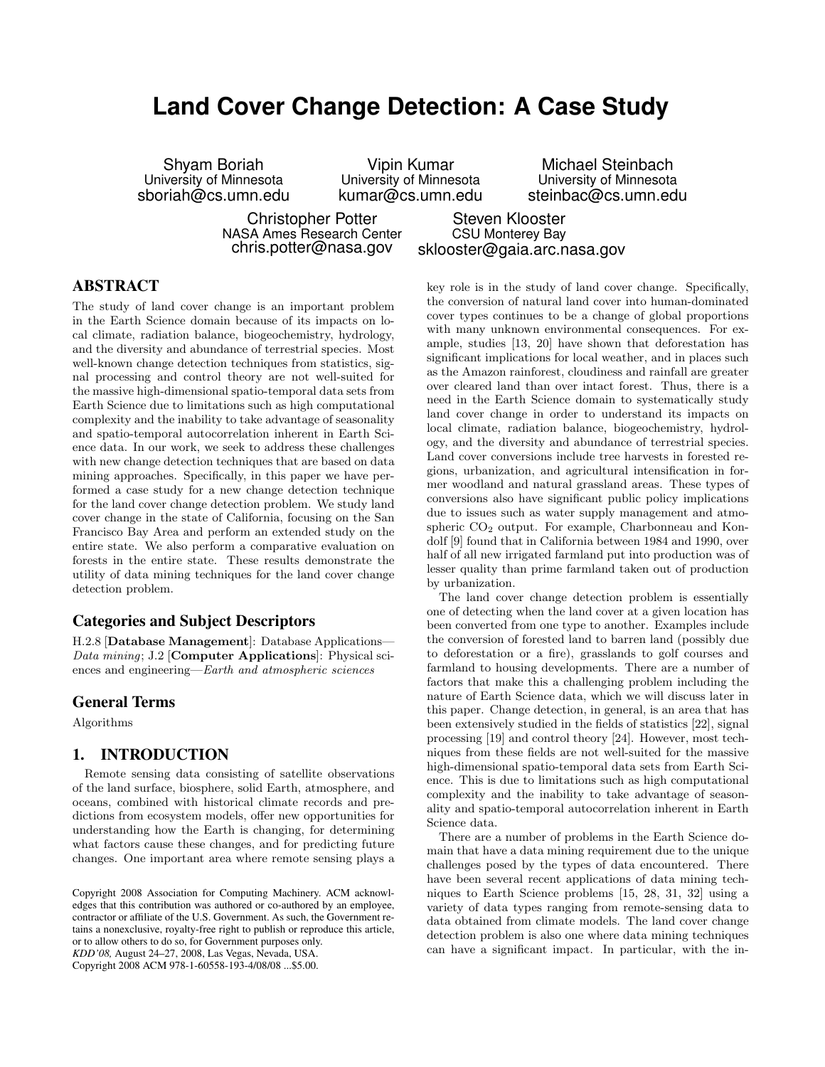# Land Cover Change Detection: A Case Study

Shyam Boriah
University of Minnesota
sboriah@cs.umn.edu

Vipin Kumar
University of Minnesota
kumar@cs.umn.edu

Michael Steinbach
University of Minnesota
steinbac@cs.umn.edu

Christopher Potter
NASA Ames Research Center
chris.potter@nasa.gov

Steven Klooster
CSU Monterey Bay
sklooster@gaia.arc.nasa.gov

## ABSTRACT

The study of land cover change is an important problem in the Earth Science domain because of its impacts on local climate, radiation balance, biogeochemistry, hydrology, and the diversity and abundance of terrestrial species. Most well-known change detection techniques from statistics, signal processing and control theory are not well-suited for the massive high-dimensional spatio-temporal data sets from Earth Science due to limitations such as high computational complexity and the inability to take advantage of seasonality and spatio-temporal autocorrelation inherent in Earth Science data. In our work, we seek to address these challenges with new change detection techniques that are based on data mining approaches. Specifically, in this paper we have performed a case study for a new change detection technique for the land cover change detection problem. We study land cover change in the state of California, focusing on the San Francisco Bay Area and perform an extended study on the entire state. We also perform a comparative evaluation on forests in the entire state. These results demonstrate the utility of data mining techniques for the land cover change detection problem.

### Categories and Subject Descriptors

H.2.8 [**Database Management**]: Database Applications—*Data mining*; J.2 [**Computer Applications**]: Physical sciences and engineering—*Earth and atmospheric sciences*

### General Terms

Algorithms

## 1. INTRODUCTION

Remote sensing data consisting of satellite observations of the land surface, biosphere, solid Earth, atmosphere, and oceans, combined with historical climate records and predictions from ecosystem models, offer new opportunities for understanding how the Earth is changing, for determining what factors cause these changes, and for predicting future changes. One important area where remote sensing plays a key role is in the study of land cover change. Specifically, the conversion of natural land cover into human-dominated cover types continues to be a change of global proportions with many unknown environmental consequences. For example, studies [13, 20] have shown that deforestation has significant implications for local weather, and in places such as the Amazon rainforest, cloudiness and rainfall are greater over cleared land than over intact forest. Thus, there is a need in the Earth Science domain to systematically study land cover change in order to understand its impacts on local climate, radiation balance, biogeochemistry, hydrology, and the diversity and abundance of terrestrial species. Land cover conversions include tree harvests in forested regions, urbanization, and agricultural intensification in former woodland and natural grassland areas. These types of conversions also have significant public policy implications due to issues such as water supply management and atmospheric $CO_2$ output. For example, Charbonneau and Kondolf [9] found that in California between 1984 and 1990, over half of all new irrigated farmland put into production was of lesser quality than prime farmland taken out of production by urbanization.

The land cover change detection problem is essentially one of detecting when the land cover at a given location has been converted from one type to another. Examples include the conversion of forested land to barren land (possibly due to deforestation or a fire), grasslands to golf courses and farmland to housing developments. There are a number of factors that make this a challenging problem including the nature of Earth Science data, which we will discuss later in this paper. Change detection, in general, is an area that has been extensively studied in the fields of statistics [22], signal processing [19] and control theory [24]. However, most techniques from these fields are not well-suited for the massive high-dimensional spatio-temporal data sets from Earth Science. This is due to limitations such as high computational complexity and the inability to take advantage of seasonality and spatio-temporal autocorrelation inherent in Earth Science data.

There are a number of problems in the Earth Science domain that have a data mining requirement due to the unique challenges posed by the types of data encountered. There have been several recent applications of data mining techniques to Earth Science problems [15, 28, 31, 32] using a variety of data types ranging from remote-sensing data to data obtained from climate models. The land cover change detection problem is also one where data mining techniques can have a significant impact. In particular, with the in-

Copyright 2008 Association for Computing Machinery. ACM acknowledges that this contribution was authored or co-authored by an employee, contractor or affiliate of the U.S. Government. As such, the Government retains a nonexclusive, royalty-free right to publish or reproduce this article, or to allow others to do so, for Government purposes only.
*KDD'08,* August 24–27, 2008, Las Vegas, Nevada, USA.
Copyright 2008 ACM 978-1-60558-193-4/08/08 ...$5.00.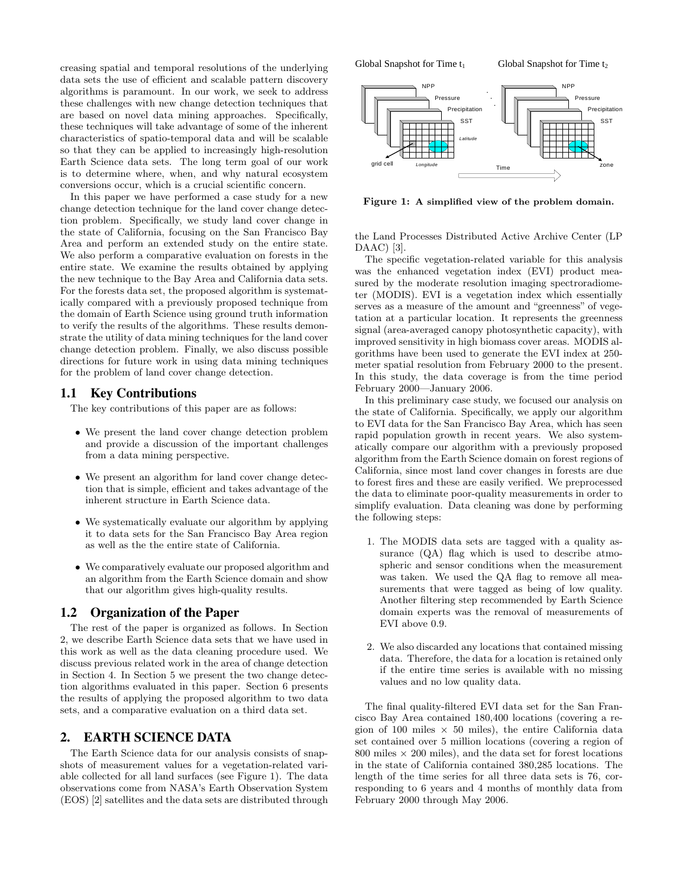creasing spatial and temporal resolutions of the underlying data sets the use of efficient and scalable pattern discovery algorithms is paramount. In our work, we seek to address these challenges with new change detection techniques that are based on novel data mining approaches. Specifically, these techniques will take advantage of some of the inherent characteristics of spatio-temporal data and will be scalable so that they can be applied to increasingly high-resolution Earth Science data sets. The long term goal of our work is to determine where, when, and why natural ecosystem conversions occur, which is a crucial scientific concern.

In this paper we have performed a case study for a new change detection technique for the land cover change detection problem. Specifically, we study land cover change in the state of California, focusing on the San Francisco Bay Area and perform an extended study on the entire state. We also perform a comparative evaluation on forests in the entire state. We examine the results obtained by applying the new technique to the Bay Area and California data sets. For the forests data set, the proposed algorithm is systematically compared with a previously proposed technique from the domain of Earth Science using ground truth information to verify the results of the algorithms. These results demonstrate the utility of data mining techniques for the land cover change detection problem. Finally, we also discuss possible directions for future work in using data mining techniques for the problem of land cover change detection.

## 1.1 Key Contributions

The key contributions of this paper are as follows:

- We present the land cover change detection problem and provide a discussion of the important challenges from a data mining perspective.
- We present an algorithm for land cover change detection that is simple, efficient and takes advantage of the inherent structure in Earth Science data.
- We systematically evaluate our algorithm by applying it to data sets for the San Francisco Bay Area region as well as the the entire state of California.
- We comparatively evaluate our proposed algorithm and an algorithm from the Earth Science domain and show that our algorithm gives high-quality results.

## 1.2 Organization of the Paper

The rest of the paper is organized as follows. In Section 2, we describe Earth Science data sets that we have used in this work as well as the data cleaning procedure used. We discuss previous related work in the area of change detection in Section 4. In Section 5 we present the two change detection algorithms evaluated in this paper. Section 6 presents the results of applying the proposed algorithm to two data sets, and a comparative evaluation on a third data set.

# 2. EARTH SCIENCE DATA

The Earth Science data for our analysis consists of snapshots of measurement values for a vegetation-related variable collected for all land surfaces (see Figure 1). The data observations come from NASA's Earth Observation System (EOS) [2] satellites and the data sets are distributed through the Land Processes Distributed Active Archive Center (LP DAAC) [3].

**Figure 1: A simplified view of the problem domain.**

The specific vegetation-related variable for this analysis was the enhanced vegetation index (EVI) product measured by the moderate resolution imaging spectroradiometer (MODIS). EVI is a vegetation index which essentially serves as a measure of the amount and "greenness" of vegetation at a particular location. It represents the greenness signal (area-averaged canopy photosynthetic capacity), with improved sensitivity in high biomass cover areas. MODIS algorithms have been used to generate the EVI index at 250-meter spatial resolution from February 2000 to the present. In this study, the data coverage is from the time period February 2000—January 2006.

In this preliminary case study, we focused our analysis on the state of California. Specifically, we apply our algorithm to EVI data for the San Francisco Bay Area, which has seen rapid population growth in recent years. We also systematically compare our algorithm with a previously proposed algorithm from the Earth Science domain on forest regions of California, since most land cover changes in forests are due to forest fires and these are easily verified. We preprocessed the data to eliminate poor-quality measurements in order to simplify evaluation. Data cleaning was done by performing the following steps:

1. The MODIS data sets are tagged with a quality assurance (QA) flag which is used to describe atmospheric and sensor conditions when the measurement was taken. We used the QA flag to remove all measurements that were tagged as being of low quality. Another filtering step recommended by Earth Science domain experts was the removal of measurements of EVI above 0.9.
2. We also discarded any locations that contained missing data. Therefore, the data for a location is retained only if the entire time series is available with no missing values and no low quality data.

The final quality-filtered EVI data set for the San Francisco Bay Area contained 180,400 locations (covering a region of 100 miles × 50 miles), the entire California data set contained over 5 million locations (covering a region of 800 miles × 200 miles), and the data set for forest locations in the state of California contained 380,285 locations. The length of the time series for all three data sets is 76, corresponding to 6 years and 4 months of monthly data from February 2000 through May 2006.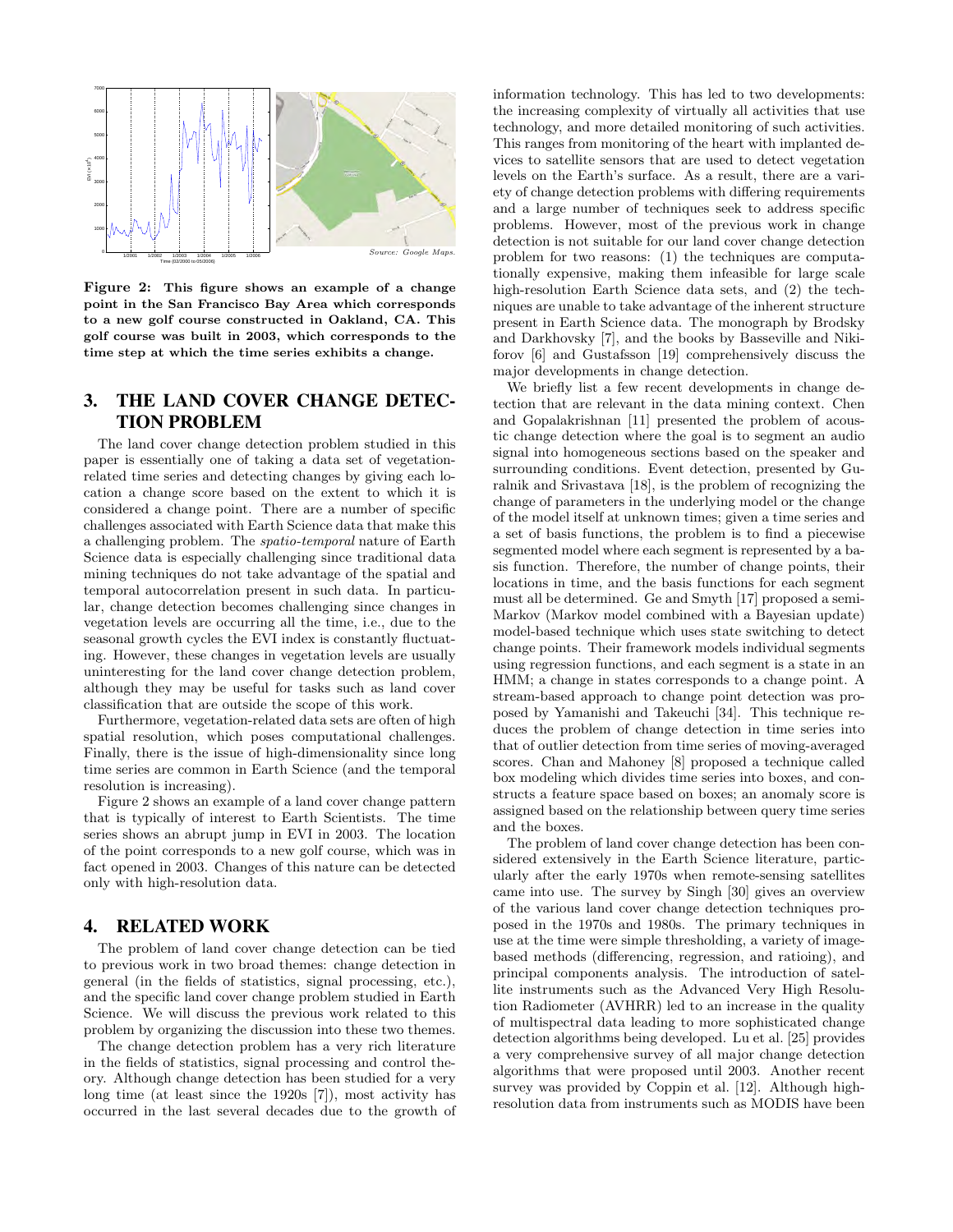7000

6000

5000

4000

EVI (x10^4)

3000

2000

1000

0

1/2001 1/2002 1/2003 1/2004 1/2005 1/2006

Time (02/2000 to 05/2006)

*Source: Google Maps.*

**Figure 2: This figure shows an example of a change point in the San Francisco Bay Area which corresponds to a new golf course constructed in Oakland, CA. This golf course was built in 2003, which corresponds to the time step at which the time series exhibits a change.**

## 3. THE LAND COVER CHANGE DETECTION PROBLEM

The land cover change detection problem studied in this paper is essentially one of taking a data set of vegetation-related time series and detecting changes by giving each location a change score based on the extent to which it is considered a change point. There are a number of specific challenges associated with Earth Science data that make this a challenging problem. The *spatio-temporal* nature of Earth Science data is especially challenging since traditional data mining techniques do not take advantage of the spatial and temporal autocorrelation present in such data. In particular, change detection becomes challenging since changes in vegetation levels are occurring all the time, i.e., due to the seasonal growth cycles the EVI index is constantly fluctuating. However, these changes in vegetation levels are usually uninteresting for the land cover change detection problem, although they may be useful for tasks such as land cover classification that are outside the scope of this work.

Furthermore, vegetation-related data sets are often of high spatial resolution, which poses computational challenges. Finally, there is the issue of high-dimensionality since long time series are common in Earth Science (and the temporal resolution is increasing).

Figure 2 shows an example of a land cover change pattern that is typically of interest to Earth Scientists. The time series shows an abrupt jump in EVI in 2003. The location of the point corresponds to a new golf course, which was in fact opened in 2003. Changes of this nature can be detected only with high-resolution data.

## 4. RELATED WORK

The problem of land cover change detection can be tied to previous work in two broad themes: change detection in general (in the fields of statistics, signal processing, etc.), and the specific land cover change problem studied in Earth Science. We will discuss the previous work related to this problem by organizing the discussion into these two themes.

The change detection problem has a very rich literature in the fields of statistics, signal processing and control theory. Although change detection has been studied for a very long time (at least since the 1920s [7]), most activity has occurred in the last several decades due to the growth of information technology. This has led to two developments: the increasing complexity of virtually all activities that use technology, and more detailed monitoring of such activities. This ranges from monitoring of the heart with implanted devices to satellite sensors that are used to detect vegetation levels on the Earth's surface. As a result, there are a variety of change detection problems with differing requirements and a large number of techniques seek to address specific problems. However, most of the previous work in change detection is not suitable for our land cover change detection problem for two reasons: (1) the techniques are computationally expensive, making them infeasible for large scale high-resolution Earth Science data sets, and (2) the techniques are unable to take advantage of the inherent structure present in Earth Science data. The monograph by Brodsky and Darkhovsky [7], and the books by Basseville and Nikiforov [6] and Gustafsson [19] comprehensively discuss the major developments in change detection.

We briefly list a few recent developments in change detection that are relevant in the data mining context. Chen and Gopalakrishnan [11] presented the problem of acoustic change detection where the goal is to segment an audio signal into homogeneous sections based on the speaker and surrounding conditions. Event detection, presented by Guralnik and Srivastava [18], is the problem of recognizing the change of parameters in the underlying model or the change of the model itself at unknown times; given a time series and a set of basis functions, the problem is to find a piecewise segmented model where each segment is represented by a basis function. Therefore, the number of change points, their locations in time, and the basis functions for each segment must all be determined. Ge and Smyth [17] proposed a semi-Markov (Markov model combined with a Bayesian update) model-based technique which uses state switching to detect change points. Their framework models individual segments using regression functions, and each segment is a state in an HMM; a change in states corresponds to a change point. A stream-based approach to change point detection was proposed by Yamanishi and Takeuchi [34]. This technique reduces the problem of change detection in time series into that of outlier detection from time series of moving-averaged scores. Chan and Mahoney [8] proposed a technique called box modeling which divides time series into boxes, and constructs a feature space based on boxes; an anomaly score is assigned based on the relationship between query time series and the boxes.

The problem of land cover change detection has been considered extensively in the Earth Science literature, particularly after the early 1970s when remote-sensing satellites came into use. The survey by Singh [30] gives an overview of the various land cover change detection techniques proposed in the 1970s and 1980s. The primary techniques in use at the time were simple thresholding, a variety of image-based methods (differencing, regression, and ratioing), and principal components analysis. The introduction of satellite instruments such as the Advanced Very High Resolution Radiometer (AVHRR) led to an increase in the quality of multispectral data leading to more sophisticated change detection algorithms being developed. Lu et al. [25] provides a very comprehensive survey of all major change detection algorithms that were proposed until 2003. Another recent survey was provided by Coppin et al. [12]. Although high-resolution data from instruments such as MODIS have been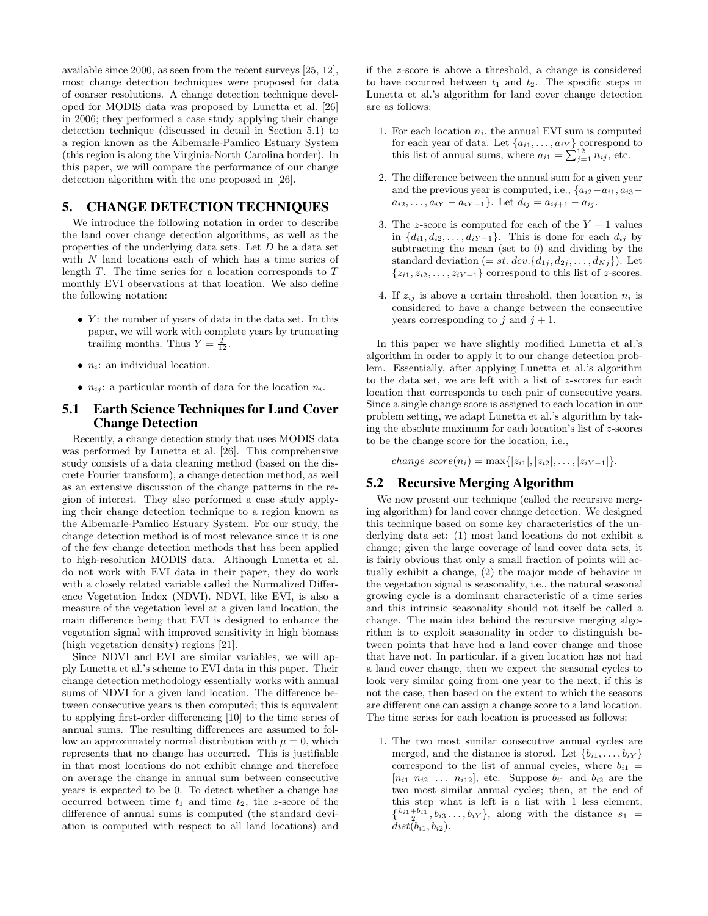available since 2000, as seen from the recent surveys [25, 12], most change detection techniques were proposed for data of coarser resolutions. A change detection technique developed for MODIS data was proposed by Lunetta et al. [26] in 2006; they performed a case study applying their change detection technique (discussed in detail in Section 5.1) to a region known as the Albemarle-Pamlico Estuary System (this region is along the Virginia-North Carolina border). In this paper, we will compare the performance of our change detection algorithm with the one proposed in [26].

# 5. CHANGE DETECTION TECHNIQUES

We introduce the following notation in order to describe the land cover change detection algorithms, as well as the properties of the underlying data sets. Let $D$ be a data set with $N$ land locations each of which has a time series of length $T$. The time series for a location corresponds to $T$ monthly EVI observations at that location. We also define the following notation:

- $Y$: the number of years of data in the data set. In this paper, we will work with complete years by truncating trailing months. Thus $Y = \frac{T}{12}$.
- $n_i$: an individual location.
- $n_{ij}$: a particular month of data for the location $n_i$.

## 5.1 Earth Science Techniques for Land Cover Change Detection

Recently, a change detection study that uses MODIS data was performed by Lunetta et al. [26]. This comprehensive study consists of a data cleaning method (based on the discrete Fourier transform), a change detection method, as well as an extensive discussion of the change patterns in the region of interest. They also performed a case study applying their change detection technique to a region known as the Albemarle-Pamlico Estuary System. For our study, the change detection method is of most relevance since it is one of the few change detection methods that has been applied to high-resolution MODIS data. Although Lunetta et al. do not work with EVI data in their paper, they do work with a closely related variable called the Normalized Difference Vegetation Index (NDVI). NDVI, like EVI, is also a measure of the vegetation level at a given land location, the main difference being that EVI is designed to enhance the vegetation signal with improved sensitivity in high biomass (high vegetation density) regions [21].

Since NDVI and EVI are similar variables, we will apply Lunetta et al.'s scheme to EVI data in this paper. Their change detection methodology essentially works with annual sums of NDVI for a given land location. The difference between consecutive years is then computed; this is equivalent to applying first-order differencing [10] to the time series of annual sums. The resulting differences are assumed to follow an approximately normal distribution with $\mu = 0$, which represents that no change has occurred. This is justifiable in that most locations do not exhibit change and therefore on average the change in annual sum between consecutive years is expected to be 0. To detect whether a change has occurred between time $t_1$ and time $t_2$, the $z$-score of the difference of annual sums is computed (the standard deviation is computed with respect to all land locations) and if the $z$-score is above a threshold, a change is considered to have occurred between $t_1$ and $t_2$. The specific steps in Lunetta et al.'s algorithm for land cover change detection are as follows:

1. For each location $n_i$, the annual EVI sum is computed for each year of data. Let $\{a_{i1}, \ldots, a_{iY}\}$ correspond to this list of annual sums, where $a_{i1} = \sum_{j=1}^{12} n_{ij}$, etc.
2. The difference between the annual sum for a given year and the previous year is computed, i.e., $\{a_{i2} - a_{i1}, a_{i3} - a_{i2}, \ldots, a_{iY} - a_{iY-1}\}$. Let $d_{ij} = a_{ij+1} - a_{ij}$.
3. The $z$-score is computed for each of the $Y - 1$ values in $\{d_{i1}, d_{i2}, \ldots, d_{iY-1}\}$. This is done for each $d_{ij}$ by subtracting the mean (set to 0) and dividing by the standard deviation ($= st.\ dev.\{d_{1j}, d_{2j}, \ldots, d_{Nj}\}$). Let $\{z_{i1}, z_{i2}, \ldots, z_{iY-1}\}$ correspond to this list of $z$-scores.
4. If $z_{ij}$ is above a certain threshold, then location $n_i$ is considered to have a change between the consecutive years corresponding to $j$ and $j+1$.

In this paper we have slightly modified Lunetta et al.'s algorithm in order to apply it to our change detection problem. Essentially, after applying Lunetta et al.'s algorithm to the data set, we are left with a list of $z$-scores for each location that corresponds to each pair of consecutive years. Since a single change score is assigned to each location in our problem setting, we adapt Lunetta et al.'s algorithm by taking the absolute maximum for each location's list of $z$-scores to be the change score for the location, i.e.,

$$change\ score(n_i) = \max\{|z_{i1}|, |z_{i2}|, \ldots, |z_{iY-1}|\}.$$

## 5.2 Recursive Merging Algorithm

We now present our technique (called the recursive merging algorithm) for land cover change detection. We designed this technique based on some key characteristics of the underlying data set: (1) most land locations do not exhibit a change; given the large coverage of land cover data sets, it is fairly obvious that only a small fraction of points will actually exhibit a change, (2) the major mode of behavior in the vegetation signal is seasonality, i.e., the natural seasonal growing cycle is a dominant characteristic of a time series and this intrinsic seasonality should not itself be called a change. The main idea behind the recursive merging algorithm is to exploit seasonality in order to distinguish between points that have had a land cover change and those that have not. In particular, if a given location has not had a land cover change, then we expect the seasonal cycles to look very similar going from one year to the next; if this is not the case, then based on the extent to which the seasons are different one can assign a change score to a land location. The time series for each location is processed as follows:

1. The two most similar consecutive annual cycles are merged, and the distance is stored. Let $\{b_{i1}, \ldots, b_{iY}\}$ correspond to the list of annual cycles, where $b_{i1} = [n_{i1}\ n_{i2}\ \ldots\ n_{i12}]$, etc. Suppose $b_{i1}$ and $b_{i2}$ are the two most similar annual cycles; then, at the end of this step what is left is a list with 1 less element, $\{\frac{b_{i1}+b_{i1}}{2}, b_{i3} \ldots, b_{iY}\}$, along with the distance $s_1 = dist(b_{i1}, b_{i2})$.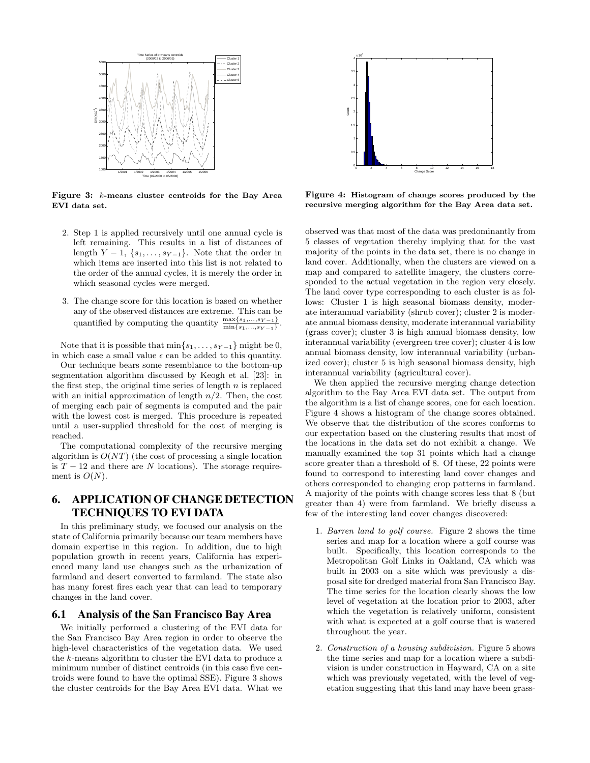Figure 3: $k$-means cluster centroids for the Bay Area EVI data set.

Figure 4: Histogram of change scores produced by the recursive merging algorithm for the Bay Area data set.

2. Step 1 is applied recursively until one annual cycle is left remaining. This results in a list of distances of length $Y-1$, $\{s_1, \ldots, s_{Y-1}\}$. Note that the order in which items are inserted into this list is not related to the order of the annual cycles, it is merely the order in which seasonal cycles were merged.

3. The change score for this location is based on whether any of the observed distances are extreme. This can be quantified by computing the quantity $\frac{\max\{s_1,\ldots,s_{Y-1}\}}{\min\{s_1,\ldots,s_{Y-1}\}}$.

Note that it is possible that $\min\{s_1, \ldots, s_{Y-1}\}$ might be 0, in which case a small value $\epsilon$ can be added to this quantity.

Our technique bears some resemblance to the bottom-up segmentation algorithm discussed by Keogh et al. [23]: in the first step, the original time series of length $n$ is replaced with an initial approximation of length $n/2$. Then, the cost of merging each pair of segments is computed and the pair with the lowest cost is merged. This procedure is repeated until a user-supplied threshold for the cost of merging is reached.

The computational complexity of the recursive merging algorithm is $O(NT)$ (the cost of processing a single location is $T-12$ and there are $N$ locations). The storage requirement is $O(N)$.

# 6. APPLICATION OF CHANGE DETECTION TECHNIQUES TO EVI DATA

In this preliminary study, we focused our analysis on the state of California primarily because our team members have domain expertise in this region. In addition, due to high population growth in recent years, California has experienced many land use changes such as the urbanization of farmland and desert converted to farmland. The state also has many forest fires each year that can lead to temporary changes in the land cover.

## 6.1 Analysis of the San Francisco Bay Area

We initially performed a clustering of the EVI data for the San Francisco Bay Area region in order to observe the high-level characteristics of the vegetation data. We used the $k$-means algorithm to cluster the EVI data to produce a minimum number of distinct centroids (in this case five centroids were found to have the optimal SSE). Figure 3 shows the cluster centroids for the Bay Area EVI data. What we observed was that most of the data was predominantly from 5 classes of vegetation thereby implying that for the vast majority of the points in the data set, there is no change in land cover. Additionally, when the clusters are viewed on a map and compared to satellite imagery, the clusters corresponded to the actual vegetation in the region very closely. The land cover type corresponding to each cluster is as follows: Cluster 1 is high seasonal biomass density, moderate interannual variability (shrub cover); cluster 2 is moderate annual biomass density, moderate interannual variability (grass cover); cluster 3 is high annual biomass density, low interannual variability (evergreen tree cover); cluster 4 is low annual biomass density, low interannual variability (urbanized cover); cluster 5 is high seasonal biomass density, high interannual variability (agricultural cover).

We then applied the recursive merging change detection algorithm to the Bay Area EVI data set. The output from the algorithm is a list of change scores, one for each location. Figure 4 shows a histogram of the change scores obtained. We observe that the distribution of the scores conforms to our expectation based on the clustering results that most of the locations in the data set do not exhibit a change. We manually examined the top 31 points which had a change score greater than a threshold of 8. Of these, 22 points were found to correspond to interesting land cover changes and others corresponded to changing crop patterns in farmland. A majority of the points with change scores less that 8 (but greater than 4) were from farmland. We briefly discuss a few of the interesting land cover changes discovered:

1. *Barren land to golf course.* Figure 2 shows the time series and map for a location where a golf course was built. Specifically, this location corresponds to the Metropolitan Golf Links in Oakland, CA which was built in 2003 on a site which was previously a disposal site for dredged material from San Francisco Bay. The time series for the location clearly shows the low level of vegetation at the location prior to 2003, after which the vegetation is relatively uniform, consistent with what is expected at a golf course that is watered throughout the year.

2. *Construction of a housing subdivision.* Figure 5 shows the time series and map for a location where a subdivision is under construction in Hayward, CA on a site which was previously vegetated, with the level of vegetation suggesting that this land may have been grass-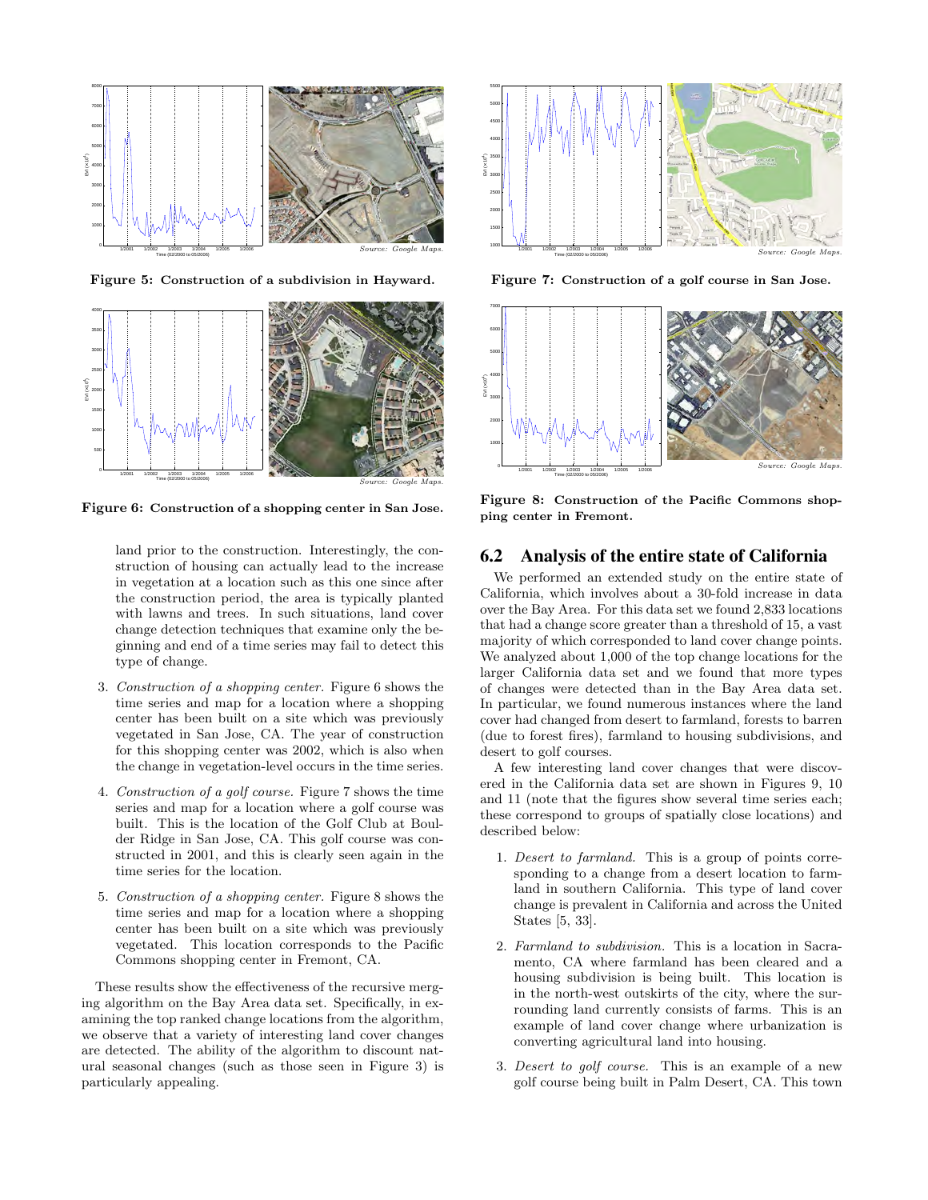Figure 5: **Construction of a subdivision in Hayward.**

Figure 6: **Construction of a shopping center in San Jose.**

Figure 7: **Construction of a golf course in San Jose.**

Figure 8: **Construction of the Pacific Commons shopping center in Fremont.**

land prior to the construction. Interestingly, the construction of housing can actually lead to the increase in vegetation at a location such as this one since after the construction period, the area is typically planted with lawns and trees. In such situations, land cover change detection techniques that examine only the beginning and end of a time series may fail to detect this type of change.

3. *Construction of a shopping center.* Figure 6 shows the time series and map for a location where a shopping center has been built on a site which was previously vegetated in San Jose, CA. The year of construction for this shopping center was 2002, which is also when the change in vegetation-level occurs in the time series.

4. *Construction of a golf course.* Figure 7 shows the time series and map for a location where a golf course was built. This is the location of the Golf Club at Boulder Ridge in San Jose, CA. This golf course was constructed in 2001, and this is clearly seen again in the time series for the location.

5. *Construction of a shopping center.* Figure 8 shows the time series and map for a location where a shopping center has been built on a site which was previously vegetated. This location corresponds to the Pacific Commons shopping center in Fremont, CA.

These results show the effectiveness of the recursive merging algorithm on the Bay Area data set. Specifically, in examining the top ranked change locations from the algorithm, we observe that a variety of interesting land cover changes are detected. The ability of the algorithm to discount natural seasonal changes (such as those seen in Figure 3) is particularly appealing.

## 6.2 Analysis of the entire state of California

We performed an extended study on the entire state of California, which involves about a 30-fold increase in data over the Bay Area. For this data set we found 2,833 locations that had a change score greater than a threshold of 15, a vast majority of which corresponded to land cover change points. We analyzed about 1,000 of the top change locations for the larger California data set and we found that more types of changes were detected than in the Bay Area data set. In particular, we found numerous instances where the land cover had changed from desert to farmland, forests to barren (due to forest fires), farmland to housing subdivisions, and desert to golf courses.

A few interesting land cover changes that were discovered in the California data set are shown in Figures 9, 10 and 11 (note that the figures show several time series each; these correspond to groups of spatially close locations) and described below:

1. *Desert to farmland.* This is a group of points corresponding to a change from a desert location to farmland in southern California. This type of land cover change is prevalent in California and across the United States [5, 33].

2. *Farmland to subdivision.* This is a location in Sacramento, CA where farmland has been cleared and a housing subdivision is being built. This location is in the north-west outskirts of the city, where the surrounding land currently consists of farms. This is an example of land cover change where urbanization is converting agricultural land into housing.

3. *Desert to golf course.* This is an example of a new golf course being built in Palm Desert, CA. This town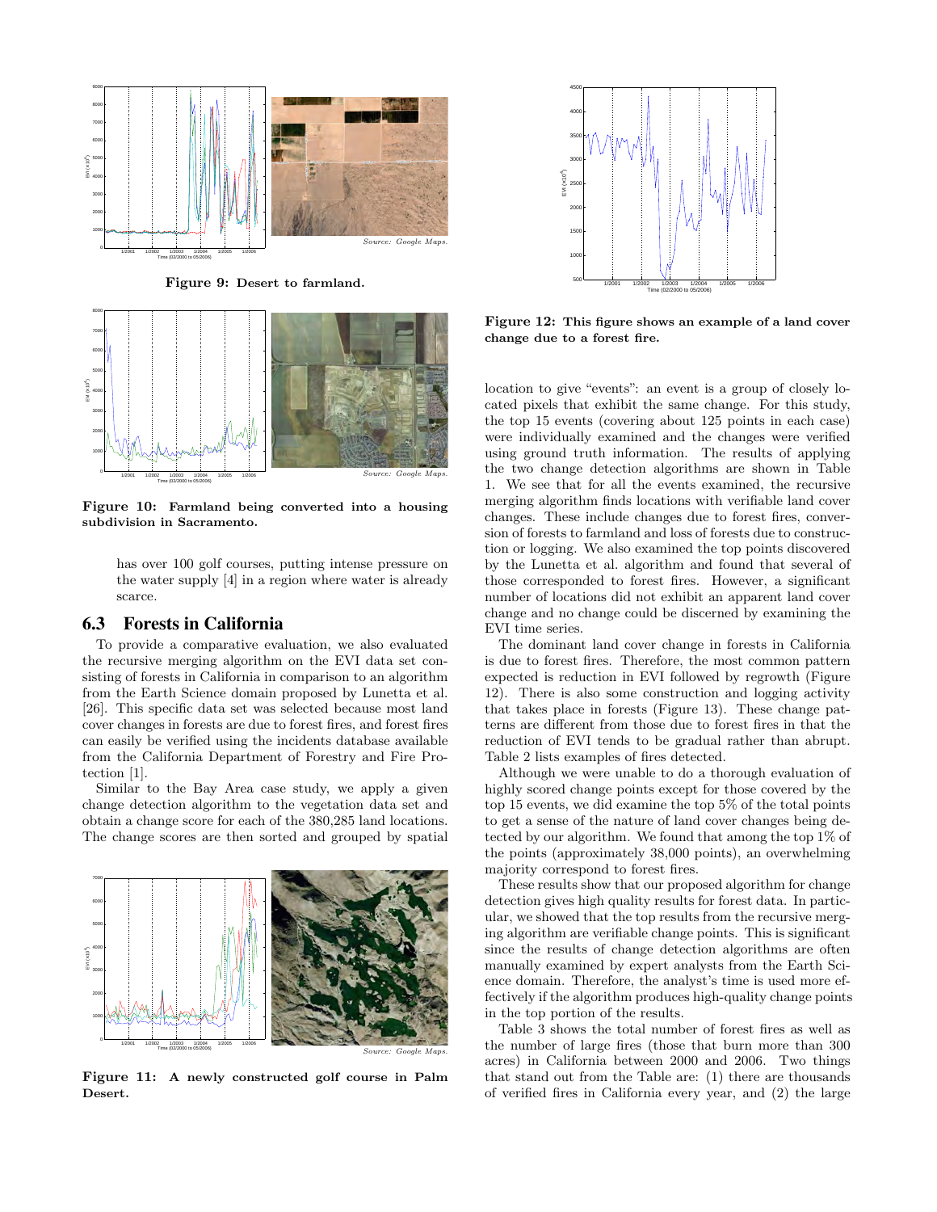Figure 9: Desert to farmland.

Figure 10: Farmland being converted into a housing subdivision in Sacramento.

has over 100 golf courses, putting intense pressure on the water supply [4] in a region where water is already scarce.

## 6.3 Forests in California

To provide a comparative evaluation, we also evaluated the recursive merging algorithm on the EVI data set consisting of forests in California in comparison to an algorithm from the Earth Science domain proposed by Lunetta et al. [26]. This specific data set was selected because most land cover changes in forests are due to forest fires, and forest fires can easily be verified using the incidents database available from the California Department of Forestry and Fire Protection [1].

Similar to the Bay Area case study, we apply a given change detection algorithm to the vegetation data set and obtain a change score for each of the 380,285 land locations. The change scores are then sorted and grouped by spatial location to give "events": an event is a group of closely located pixels that exhibit the same change. For this study, the top 15 events (covering about 125 points in each case) were individually examined and the changes were verified using ground truth information. The results of applying the two change detection algorithms are shown in Table 1. We see that for all the events examined, the recursive merging algorithm finds locations with verifiable land cover changes. These include changes due to forest fires, conversion of forests to farmland and loss of forests due to construction or logging. We also examined the top points discovered by the Lunetta et al. algorithm and found that several of those corresponded to forest fires. However, a significant number of locations did not exhibit an apparent land cover change and no change could be discerned by examining the EVI time series.

Figure 11: A newly constructed golf course in Palm Desert.

Figure 12: This figure shows an example of a land cover change due to a forest fire.

The dominant land cover change in forests in California is due to forest fires. Therefore, the most common pattern expected is reduction in EVI followed by regrowth (Figure 12). There is also some construction and logging activity that takes place in forests (Figure 13). These change patterns are different from those due to forest fires in that the reduction of EVI tends to be gradual rather than abrupt. Table 2 lists examples of fires detected.

Although we were unable to do a thorough evaluation of highly scored change points except for those covered by the top 15 events, we did examine the top 5% of the total points to get a sense of the nature of land cover changes being detected by our algorithm. We found that among the top 1% of the points (approximately 38,000 points), an overwhelming majority correspond to forest fires.

These results show that our proposed algorithm for change detection gives high quality results for forest data. In particular, we showed that the top results from the recursive merging algorithm are verifiable change points. This is significant since the results of change detection algorithms are often manually examined by expert analysts from the Earth Science domain. Therefore, the analyst's time is used more effectively if the algorithm produces high-quality change points in the top portion of the results.

Table 3 shows the total number of forest fires as well as the number of large fires (those that burn more than 300 acres) in California between 2000 and 2006. Two things that stand out from the Table are: (1) there are thousands of verified fires in California every year, and (2) the large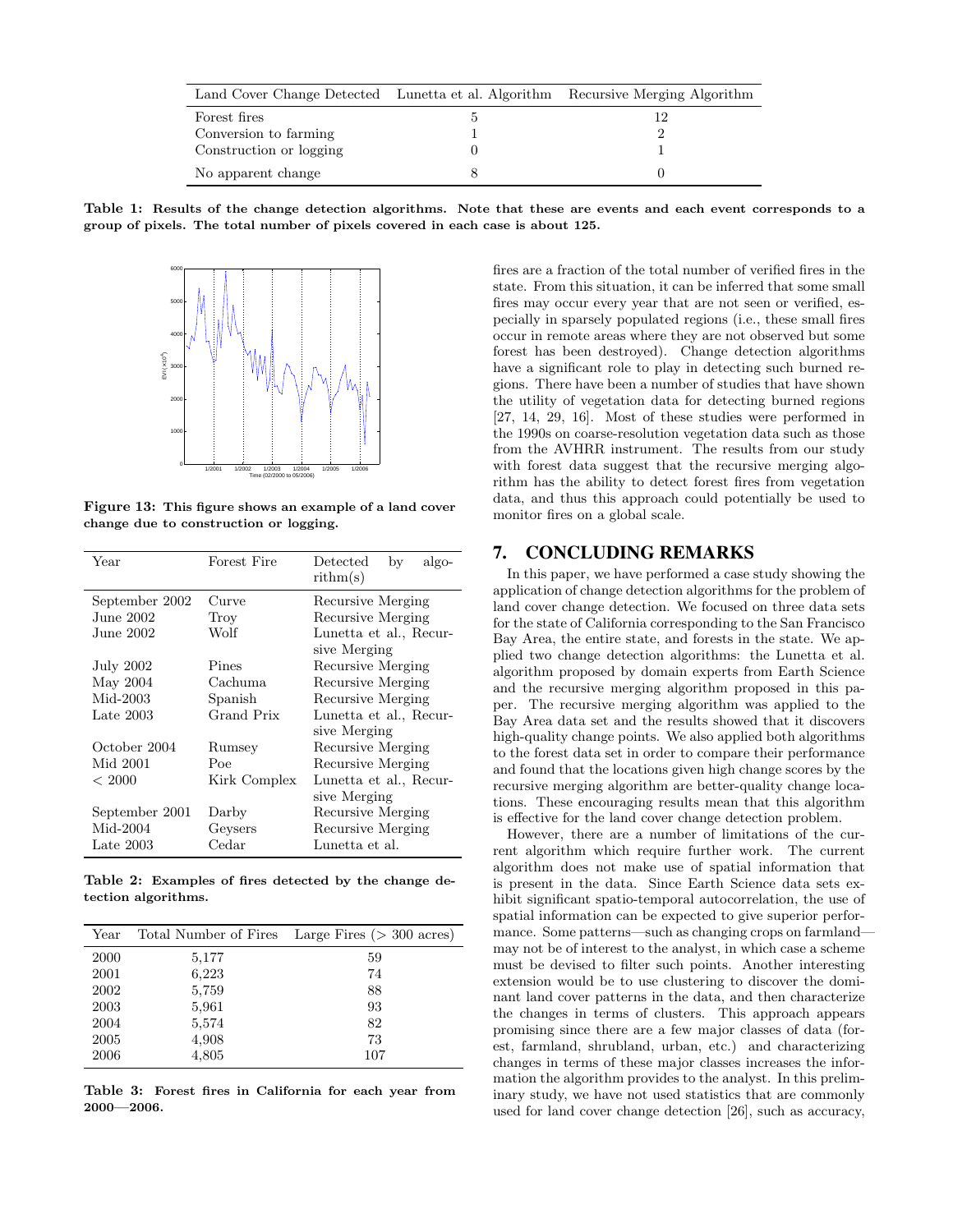| Land Cover Change Detected | Lunetta et al. Algorithm | Recursive Merging Algorithm |
|---|---|---|
| Forest fires | 5 | 12 |
| Conversion to farming | 1 | 2 |
| Construction or logging | 0 | 1 |
| No apparent change | 8 | 0 |

**Table 1: Results of the change detection algorithms. Note that these are events and each event corresponds to a group of pixels. The total number of pixels covered in each case is about 125.**

6000
5000
4000
3000
2000
1000
0
EVI ($\times 10^4$)
1/2001 1/2002 1/2003 1/2004 1/2005 1/2006
Time (02/2000 to 05/2006)

**Figure 13: This figure shows an example of a land cover change due to construction or logging.**

| Year | Forest Fire | Detected by algorithm(s) |
|---|---|---|
| September 2002 | Curve | Recursive Merging |
| June 2002 | Troy | Recursive Merging |
| June 2002 | Wolf | Lunetta et al., Recursive Merging |
| July 2002 | Pines | Recursive Merging |
| May 2004 | Cachuma | Recursive Merging |
| Mid-2003 | Spanish | Recursive Merging |
| Late 2003 | Grand Prix | Lunetta et al., Recursive Merging |
| October 2004 | Rumsey | Recursive Merging |
| Mid 2001 | Poe | Recursive Merging |
| < 2000 | Kirk Complex | Lunetta et al., Recursive Merging |
| September 2001 | Darby | Recursive Merging |
| Mid-2004 | Geysers | Recursive Merging |
| Late 2003 | Cedar | Lunetta et al. |

**Table 2: Examples of fires detected by the change detection algorithms.**

| Year | Total Number of Fires | Large Fires (> 300 acres) |
|---|---|---|
| 2000 | 5,177 | 59 |
| 2001 | 6,223 | 74 |
| 2002 | 5,759 | 88 |
| 2003 | 5,961 | 93 |
| 2004 | 5,574 | 82 |
| 2005 | 4,908 | 73 |
| 2006 | 4,805 | 107 |

**Table 3: Forest fires in California for each year from 2000—2006.**

fires are a fraction of the total number of verified fires in the state. From this situation, it can be inferred that some small fires may occur every year that are not seen or verified, especially in sparsely populated regions (i.e., these small fires occur in remote areas where they are not observed but some forest has been destroyed). Change detection algorithms have a significant role to play in detecting such burned regions. There have been a number of studies that have shown the utility of vegetation data for detecting burned regions [27, 14, 29, 16]. Most of these studies were performed in the 1990s on coarse-resolution vegetation data such as those from the AVHRR instrument. The results from our study with forest data suggest that the recursive merging algorithm has the ability to detect forest fires from vegetation data, and thus this approach could potentially be used to monitor fires on a global scale.

## 7. CONCLUDING REMARKS

In this paper, we have performed a case study showing the application of change detection algorithms for the problem of land cover change detection. We focused on three data sets for the state of California corresponding to the San Francisco Bay Area, the entire state, and forests in the state. We applied two change detection algorithms: the Lunetta et al. algorithm proposed by domain experts from Earth Science and the recursive merging algorithm proposed in this paper. The recursive merging algorithm was applied to the Bay Area data set and the results showed that it discovers high-quality change points. We also applied both algorithms to the forest data set in order to compare their performance and found that the locations given high change scores by the recursive merging algorithm are better-quality change locations. These encouraging results mean that this algorithm is effective for the land cover change detection problem.

However, there are a number of limitations of the current algorithm which require further work. The current algorithm does not make use of spatial information that is present in the data. Since Earth Science data sets exhibit significant spatio-temporal autocorrelation, the use of spatial information can be expected to give superior performance. Some patterns—such as changing crops on farmland—may not be of interest to the analyst, in which case a scheme must be devised to filter such points. Another interesting extension would be to use clustering to discover the dominant land cover patterns in the data, and then characterize the changes in terms of clusters. This approach appears promising since there are a few major classes of data (forest, farmland, shrubland, urban, etc.) and characterizing changes in terms of these major classes increases the information the algorithm provides to the analyst. In this preliminary study, we have not used statistics that are commonly used for land cover change detection [26], such as accuracy,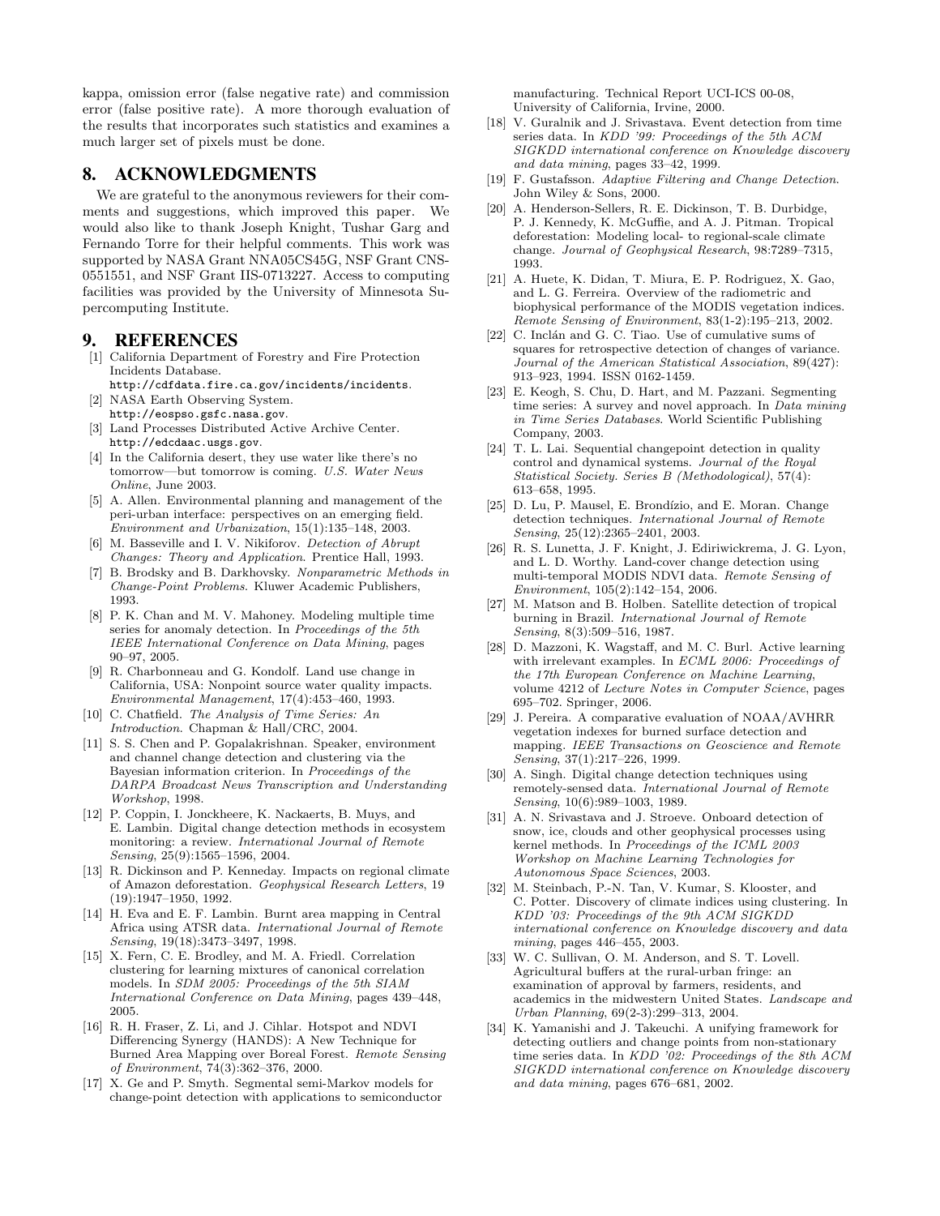kappa, omission error (false negative rate) and commission error (false positive rate). A more thorough evaluation of the results that incorporates such statistics and examines a much larger set of pixels must be done.

## 8. ACKNOWLEDGMENTS

We are grateful to the anonymous reviewers for their comments and suggestions, which improved this paper. We would also like to thank Joseph Knight, Tushar Garg and Fernando Torre for their helpful comments. This work was supported by NASA Grant NNA05CS45G, NSF Grant CNS-0551551, and NSF Grant IIS-0713227. Access to computing facilities was provided by the University of Minnesota Supercomputing Institute.

## 9. REFERENCES

- [1] California Department of Forestry and Fire Protection Incidents Database. http://cdfdata.fire.ca.gov/incidents/incidents.
- [2] NASA Earth Observing System. http://eospso.gsfc.nasa.gov.
- [3] Land Processes Distributed Active Archive Center. http://edcdaac.usgs.gov.
- [4] In the California desert, they use water like there's no tomorrow—but tomorrow is coming. *U.S. Water News Online*, June 2003.
- [5] A. Allen. Environmental planning and management of the peri-urban interface: perspectives on an emerging field. *Environment and Urbanization*, 15(1):135–148, 2003.
- [6] M. Basseville and I. V. Nikiforov. *Detection of Abrupt Changes: Theory and Application*. Prentice Hall, 1993.
- [7] B. Brodsky and B. Darkhovsky. *Nonparametric Methods in Change-Point Problems*. Kluwer Academic Publishers, 1993.
- [8] P. K. Chan and M. V. Mahoney. Modeling multiple time series for anomaly detection. In *Proceedings of the 5th IEEE International Conference on Data Mining*, pages 90–97, 2005.
- [9] R. Charbonneau and G. Kondolf. Land use change in California, USA: Nonpoint source water quality impacts. *Environmental Management*, 17(4):453–460, 1993.
- [10] C. Chatfield. *The Analysis of Time Series: An Introduction*. Chapman & Hall/CRC, 2004.
- [11] S. S. Chen and P. Gopalakrishnan. Speaker, environment and channel change detection and clustering via the Bayesian information criterion. In *Proceedings of the DARPA Broadcast News Transcription and Understanding Workshop*, 1998.
- [12] P. Coppin, I. Jonckheere, K. Nackaerts, B. Muys, and E. Lambin. Digital change detection methods in ecosystem monitoring: a review. *International Journal of Remote Sensing*, 25(9):1565–1596, 2004.
- [13] R. Dickinson and P. Kenneday. Impacts on regional climate of Amazon deforestation. *Geophysical Research Letters*, 19 (19):1947–1950, 1992.
- [14] H. Eva and E. F. Lambin. Burnt area mapping in Central Africa using ATSR data. *International Journal of Remote Sensing*, 19(18):3473–3497, 1998.
- [15] X. Fern, C. E. Brodley, and M. A. Friedl. Correlation clustering for learning mixtures of canonical correlation models. In *SDM 2005: Proceedings of the 5th SIAM International Conference on Data Mining*, pages 439–448, 2005.
- [16] R. H. Fraser, Z. Li, and J. Cihlar. Hotspot and NDVI Differencing Synergy (HANDS): A New Technique for Burned Area Mapping over Boreal Forest. *Remote Sensing of Environment*, 74(3):362–376, 2000.
- [17] X. Ge and P. Smyth. Segmental semi-Markov models for change-point detection with applications to semiconductor manufacturing. Technical Report UCI-ICS 00-08, University of California, Irvine, 2000.
- [18] V. Guralnik and J. Srivastava. Event detection from time series data. In *KDD '99: Proceedings of the 5th ACM SIGKDD international conference on Knowledge discovery and data mining*, pages 33–42, 1999.
- [19] F. Gustafsson. *Adaptive Filtering and Change Detection*. John Wiley & Sons, 2000.
- [20] A. Henderson-Sellers, R. E. Dickinson, T. B. Durbidge, P. J. Kennedy, K. McGuffie, and A. J. Pitman. Tropical deforestation: Modeling local- to regional-scale climate change. *Journal of Geophysical Research*, 98:7289–7315, 1993.
- [21] A. Huete, K. Didan, T. Miura, E. P. Rodriguez, X. Gao, and L. G. Ferreira. Overview of the radiometric and biophysical performance of the MODIS vegetation indices. *Remote Sensing of Environment*, 83(1-2):195–213, 2002.
- [22] C. Inclán and G. C. Tiao. Use of cumulative sums of squares for retrospective detection of changes of variance. *Journal of the American Statistical Association*, 89(427): 913–923, 1994. ISSN 0162-1459.
- [23] E. Keogh, S. Chu, D. Hart, and M. Pazzani. Segmenting time series: A survey and novel approach. In *Data mining in Time Series Databases*. World Scientific Publishing Company, 2003.
- [24] T. L. Lai. Sequential changepoint detection in quality control and dynamical systems. *Journal of the Royal Statistical Society. Series B (Methodological)*, 57(4): 613–658, 1995.
- [25] D. Lu, P. Mausel, E. Brondízio, and E. Moran. Change detection techniques. *International Journal of Remote Sensing*, 25(12):2365–2401, 2003.
- [26] R. S. Lunetta, J. F. Knight, J. Ediriwickrema, J. G. Lyon, and L. D. Worthy. Land-cover change detection using multi-temporal MODIS NDVI data. *Remote Sensing of Environment*, 105(2):142–154, 2006.
- [27] M. Matson and B. Holben. Satellite detection of tropical burning in Brazil. *International Journal of Remote Sensing*, 8(3):509–516, 1987.
- [28] D. Mazzoni, K. Wagstaff, and M. C. Burl. Active learning with irrelevant examples. In *ECML 2006: Proceedings of the 17th European Conference on Machine Learning*, volume 4212 of *Lecture Notes in Computer Science*, pages 695–702. Springer, 2006.
- [29] J. Pereira. A comparative evaluation of NOAA/AVHRR vegetation indexes for burned surface detection and mapping. *IEEE Transactions on Geoscience and Remote Sensing*, 37(1):217–226, 1999.
- [30] A. Singh. Digital change detection techniques using remotely-sensed data. *International Journal of Remote Sensing*, 10(6):989–1003, 1989.
- [31] A. N. Srivastava and J. Stroeve. Onboard detection of snow, ice, clouds and other geophysical processes using kernel methods. In *Proceedings of the ICML 2003 Workshop on Machine Learning Technologies for Autonomous Space Sciences*, 2003.
- [32] M. Steinbach, P.-N. Tan, V. Kumar, S. Klooster, and C. Potter. Discovery of climate indices using clustering. In *KDD '03: Proceedings of the 9th ACM SIGKDD international conference on Knowledge discovery and data mining*, pages 446–455, 2003.
- [33] W. C. Sullivan, O. M. Anderson, and S. T. Lovell. Agricultural buffers at the rural-urban fringe: an examination of approval by farmers, residents, and academics in the midwestern United States. *Landscape and Urban Planning*, 69(2-3):299–313, 2004.
- [34] K. Yamanishi and J. Takeuchi. A unifying framework for detecting outliers and change points from non-stationary time series data. In *KDD '02: Proceedings of the 8th ACM SIGKDD international conference on Knowledge discovery and data mining*, pages 676–681, 2002.